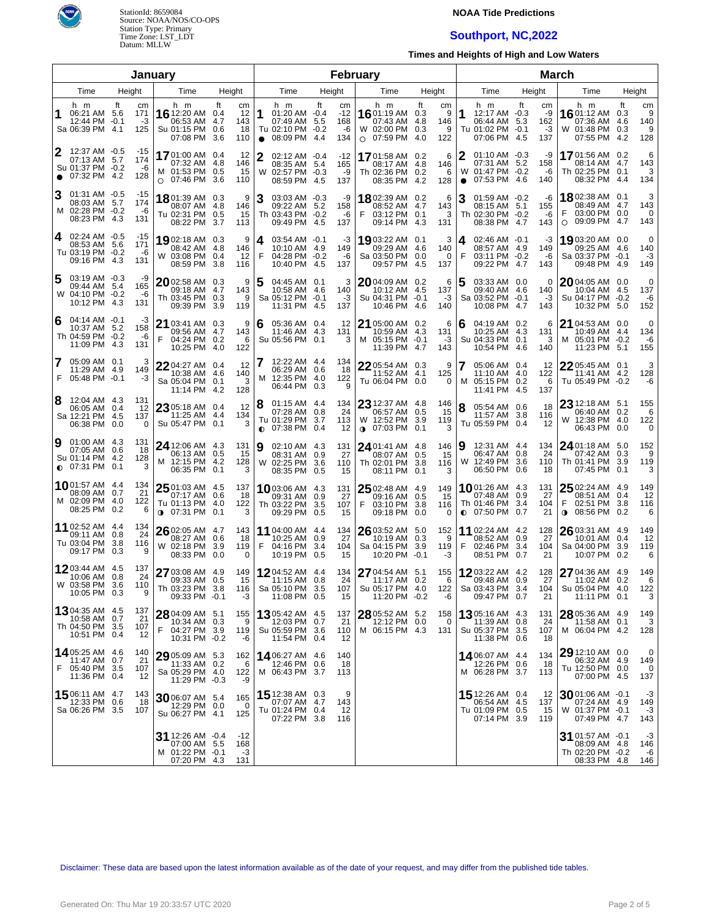StationId: 8659084
Source: NOAA/NOS/CO-OPS
Station Type: Primary
Time Zone: LST_LDT
Datum: MLLW

# NOAA Tide Predictions

## Southport, NC,2022

### Times and Heights of High and Low Waters

Moon phase symbols: ● new moon, ○ full moon, ◐ first quarter, ◑ last quarter.

## January

| Day | Time (h m) | Height (ft) | Height (cm) |
|---|---|---|---|
| 1 Sa | 06:21 AM | 5.6 | 171 |
| | 12:44 PM | -0.1 | -3 |
| | 06:39 PM | 4.1 | 125 |
| 2 Su ● | 12:37 AM | -0.5 | -15 |
| | 07:13 AM | 5.7 | 174 |
| | 01:37 PM | -0.2 | -6 |
| | 07:32 PM | 4.2 | 128 |
| 3 M | 01:31 AM | -0.5 | -15 |
| | 08:03 AM | 5.7 | 174 |
| | 02:28 PM | -0.2 | -6 |
| | 08:23 PM | 4.3 | 131 |
| 4 Tu | 02:24 AM | -0.5 | -15 |
| | 08:53 AM | 5.6 | 171 |
| | 03:19 PM | -0.2 | -6 |
| | 09:16 PM | 4.3 | 131 |
| 5 W | 03:19 AM | -0.3 | -9 |
| | 09:44 AM | 5.4 | 165 |
| | 04:10 PM | -0.2 | -6 |
| | 10:12 PM | 4.3 | 131 |
| 6 Th | 04:14 AM | -0.1 | -3 |
| | 10:37 AM | 5.2 | 158 |
| | 04:59 PM | -0.2 | -6 |
| | 11:09 PM | 4.3 | 131 |
| 7 F | 05:09 AM | 0.1 | 3 |
| | 11:29 AM | 4.9 | 149 |
| | 05:48 PM | -0.1 | -3 |
| 8 Sa | 12:04 AM | 4.3 | 131 |
| | 06:05 AM | 0.4 | 12 |
| | 12:21 PM | 4.5 | 137 |
| | 06:38 PM | 0.0 | 0 |
| 9 Su ◐ | 01:00 AM | 4.3 | 131 |
| | 07:05 AM | 0.6 | 18 |
| | 01:14 PM | 4.2 | 128 |
| | 07:31 PM | 0.1 | 3 |
| 10 M | 01:57 AM | 4.4 | 134 |
| | 08:09 AM | 0.7 | 21 |
| | 02:09 PM | 4.0 | 122 |
| | 08:25 PM | 0.2 | 6 |
| 11 Tu | 02:52 AM | 4.4 | 134 |
| | 09:11 AM | 0.8 | 24 |
| | 03:04 PM | 3.8 | 116 |
| | 09:17 PM | 0.3 | 9 |
| 12 W | 03:44 AM | 4.5 | 137 |
| | 10:06 AM | 0.8 | 24 |
| | 03:58 PM | 3.6 | 110 |
| | 10:05 PM | 0.3 | 9 |
| 13 Th | 04:35 AM | 4.5 | 137 |
| | 10:58 AM | 0.7 | 21 |
| | 04:50 PM | 3.5 | 107 |
| | 10:51 PM | 0.4 | 12 |
| 14 F | 05:25 AM | 4.6 | 140 |
| | 11:47 AM | 0.7 | 21 |
| | 05:40 PM | 3.5 | 107 |
| | 11:36 PM | 0.4 | 12 |
| 15 Sa | 06:11 AM | 4.7 | 143 |
| | 12:33 PM | 0.6 | 18 |
| | 06:26 PM | 3.5 | 107 |
| 16 Su | 12:20 AM | 0.4 | 12 |
| | 06:53 AM | 4.7 | 143 |
| | 01:15 PM | 0.6 | 18 |
| | 07:08 PM | 3.6 | 110 |
| 17 M ○ | 01:00 AM | 0.4 | 12 |
| | 07:32 AM | 4.8 | 146 |
| | 01:53 PM | 0.5 | 15 |
| | 07:46 PM | 3.6 | 110 |
| 18 Tu | 01:39 AM | 0.3 | 9 |
| | 08:07 AM | 4.8 | 146 |
| | 02:31 PM | 0.5 | 15 |
| | 08:22 PM | 3.7 | 113 |
| 19 W | 02:18 AM | 0.3 | 9 |
| | 08:42 AM | 4.8 | 146 |
| | 03:08 PM | 0.4 | 12 |
| | 08:59 PM | 3.8 | 116 |
| 20 Th | 02:58 AM | 0.3 | 9 |
| | 09:18 AM | 4.7 | 143 |
| | 03:45 PM | 0.3 | 9 |
| | 09:39 PM | 3.9 | 119 |
| 21 F | 03:41 AM | 0.3 | 9 |
| | 09:56 AM | 4.7 | 143 |
| | 04:24 PM | 0.2 | 6 |
| | 10:25 PM | 4.0 | 122 |
| 22 Sa | 04:27 AM | 0.4 | 12 |
| | 10:38 AM | 4.6 | 140 |
| | 05:04 PM | 0.1 | 3 |
| | 11:14 PM | 4.2 | 128 |
| 23 Su | 05:18 AM | 0.4 | 12 |
| | 11:25 AM | 4.4 | 134 |
| | 05:47 PM | 0.1 | 3 |
| 24 M | 12:06 AM | 4.3 | 131 |
| | 06:13 AM | 0.5 | 15 |
| | 12:15 PM | 4.2 | 128 |
| | 06:35 PM | 0.1 | 3 |
| 25 Tu ◑ | 01:03 AM | 4.5 | 137 |
| | 07:17 AM | 0.6 | 18 |
| | 01:13 PM | 4.0 | 122 |
| | 07:31 PM | 0.1 | 3 |
| 26 W | 02:05 AM | 4.7 | 143 |
| | 08:27 AM | 0.6 | 18 |
| | 02:18 PM | 3.9 | 119 |
| | 08:33 PM | 0.0 | 0 |
| 27 Th | 03:08 AM | 4.9 | 149 |
| | 09:33 AM | 0.5 | 15 |
| | 03:23 PM | 3.8 | 116 |
| | 09:33 PM | -0.1 | -3 |
| 28 F | 04:09 AM | 5.1 | 155 |
| | 10:34 AM | 0.3 | 9 |
| | 04:27 PM | 3.9 | 119 |
| | 10:31 PM | -0.2 | -6 |
| 29 Sa | 05:09 AM | 5.3 | 162 |
| | 11:33 AM | 0.2 | 6 |
| | 05:29 PM | 4.0 | 122 |
| | 11:29 PM | -0.3 | -9 |
| 30 Su | 06:07 AM | 5.4 | 165 |
| | 12:29 PM | 0.0 | 0 |
| | 06:27 PM | 4.1 | 125 |
| 31 M | 12:26 AM | -0.4 | -12 |
| | 07:00 AM | 5.5 | 168 |
| | 01:22 PM | -0.1 | -3 |
| | 07:20 PM | 4.3 | 131 |

## February

| Day | Time (h m) | Height (ft) | Height (cm) |
|---|---|---|---|
| 1 Tu ● | 01:20 AM | -0.4 | -12 |
| | 07:49 AM | 5.5 | 168 |
| | 02:10 PM | -0.2 | -6 |
| | 08:09 PM | 4.4 | 134 |
| 2 W | 02:12 AM | -0.4 | -12 |
| | 08:35 AM | 5.4 | 165 |
| | 02:57 PM | -0.3 | -9 |
| | 08:59 PM | 4.5 | 137 |
| 3 Th | 03:03 AM | -0.3 | -9 |
| | 09:22 AM | 5.2 | 158 |
| | 03:43 PM | -0.2 | -6 |
| | 09:49 PM | 4.5 | 137 |
| 4 F | 03:54 AM | -0.1 | -3 |
| | 10:10 AM | 4.9 | 149 |
| | 04:28 PM | -0.2 | -6 |
| | 10:40 PM | 4.5 | 137 |
| 5 Sa | 04:45 AM | 0.1 | 3 |
| | 10:58 AM | 4.6 | 140 |
| | 05:12 PM | -0.1 | -3 |
| | 11:31 PM | 4.5 | 137 |
| 6 Su | 05:36 AM | 0.4 | 12 |
| | 11:46 AM | 4.3 | 131 |
| | 05:56 PM | 0.1 | 3 |
| 7 M | 12:22 AM | 4.4 | 134 |
| | 06:29 AM | 0.6 | 18 |
| | 12:35 PM | 4.0 | 122 |
| | 06:44 PM | 0.3 | 9 |
| 8 Tu ◐ | 01:15 AM | 4.4 | 134 |
| | 07:28 AM | 0.8 | 24 |
| | 01:29 PM | 3.7 | 113 |
| | 07:38 PM | 0.4 | 12 |
| 9 W | 02:10 AM | 4.3 | 131 |
| | 08:31 AM | 0.9 | 27 |
| | 02:25 PM | 3.6 | 110 |
| | 08:35 PM | 0.5 | 15 |
| 10 Th | 03:06 AM | 4.3 | 131 |
| | 09:31 AM | 0.9 | 27 |
| | 03:22 PM | 3.5 | 107 |
| | 09:29 PM | 0.5 | 15 |
| 11 F | 04:00 AM | 4.4 | 134 |
| | 10:25 AM | 0.9 | 27 |
| | 04:16 PM | 3.4 | 104 |
| | 10:19 PM | 0.5 | 15 |
| 12 Sa | 04:52 AM | 4.4 | 134 |
| | 11:15 AM | 0.8 | 24 |
| | 05:10 PM | 3.5 | 107 |
| | 11:08 PM | 0.5 | 15 |
| 13 Su | 05:42 AM | 4.5 | 137 |
| | 12:03 PM | 0.7 | 21 |
| | 05:59 PM | 3.6 | 110 |
| | 11:54 PM | 0.4 | 12 |
| 14 M | 06:27 AM | 4.6 | 140 |
| | 12:46 PM | 0.6 | 18 |
| | 06:43 PM | 3.7 | 113 |
| 15 Tu | 12:38 AM | 0.3 | 9 |
| | 07:07 AM | 4.7 | 143 |
| | 01:24 PM | 0.4 | 12 |
| | 07:22 PM | 3.8 | 116 |
| 16 W ○ | 01:19 AM | 0.3 | 9 |
| | 07:43 AM | 4.8 | 146 |
| | 02:00 PM | 0.3 | 9 |
| | 07:59 PM | 4.0 | 122 |
| 17 Th | 01:58 AM | 0.2 | 6 |
| | 08:17 AM | 4.8 | 146 |
| | 02:36 PM | 0.2 | 6 |
| | 08:35 PM | 4.2 | 128 |
| 18 F | 02:39 AM | 0.2 | 6 |
| | 08:52 AM | 4.7 | 143 |
| | 03:12 PM | 0.1 | 3 |
| | 09:14 PM | 4.3 | 131 |
| 19 Sa | 03:22 AM | 0.1 | 3 |
| | 09:29 AM | 4.6 | 140 |
| | 03:50 PM | 0.0 | 0 |
| | 09:57 PM | 4.5 | 137 |
| 20 Su | 04:09 AM | 0.2 | 6 |
| | 10:12 AM | 4.5 | 137 |
| | 04:31 PM | -0.1 | -3 |
| | 10:46 PM | 4.6 | 140 |
| 21 M | 05:00 AM | 0.2 | 6 |
| | 10:59 AM | 4.3 | 131 |
| | 05:15 PM | -0.1 | -3 |
| | 11:39 PM | 4.7 | 143 |
| 22 Tu | 05:54 AM | 0.3 | 9 |
| | 11:52 AM | 4.1 | 125 |
| | 06:04 PM | 0.0 | 0 |
| 23 W ◑ | 12:37 AM | 4.8 | 146 |
| | 06:57 AM | 0.5 | 15 |
| | 12:52 PM | 3.9 | 119 |
| | 07:03 PM | 0.1 | 3 |
| 24 Th | 01:41 AM | 4.8 | 146 |
| | 08:07 AM | 0.5 | 15 |
| | 02:01 PM | 3.8 | 116 |
| | 08:11 PM | 0.1 | 3 |
| 25 F | 02:48 AM | 4.9 | 149 |
| | 09:16 AM | 0.5 | 15 |
| | 03:10 PM | 3.8 | 116 |
| | 09:18 PM | 0.0 | 0 |
| 26 Sa | 03:52 AM | 5.0 | 152 |
| | 10:19 AM | 0.3 | 9 |
| | 04:15 PM | 3.9 | 119 |
| | 10:20 PM | -0.1 | -3 |
| 27 Su | 04:54 AM | 5.1 | 155 |
| | 11:17 AM | 0.2 | 6 |
| | 05:17 PM | 4.0 | 122 |
| | 11:20 PM | -0.2 | -6 |
| 28 M | 05:52 AM | 5.2 | 158 |
| | 12:12 PM | 0.0 | 0 |
| | 06:15 PM | 4.3 | 131 |

## March

| Day | Time (h m) | Height (ft) | Height (cm) |
|---|---|---|---|
| 1 Tu | 12:17 AM | -0.3 | -9 |
| | 06:44 AM | 5.3 | 162 |
| | 01:02 PM | -0.1 | -3 |
| | 07:06 PM | 4.5 | 137 |
| 2 W ● | 01:10 AM | -0.3 | -9 |
| | 07:31 AM | 5.2 | 158 |
| | 01:47 PM | -0.2 | -6 |
| | 07:53 PM | 4.6 | 140 |
| 3 Th | 01:59 AM | -0.2 | -6 |
| | 08:15 AM | 5.1 | 155 |
| | 02:30 PM | -0.2 | -6 |
| | 08:38 PM | 4.7 | 143 |
| 4 F | 02:46 AM | -0.1 | -3 |
| | 08:57 AM | 4.9 | 149 |
| | 03:11 PM | -0.2 | -6 |
| | 09:22 PM | 4.7 | 143 |
| 5 Sa | 03:33 AM | 0.0 | 0 |
| | 09:40 AM | 4.6 | 140 |
| | 03:52 PM | -0.1 | -3 |
| | 10:08 PM | 4.7 | 143 |
| 6 Su | 04:19 AM | 0.2 | 6 |
| | 10:25 AM | 4.3 | 131 |
| | 04:33 PM | 0.1 | 3 |
| | 10:54 PM | 4.6 | 140 |
| 7 M | 05:06 AM | 0.4 | 12 |
| | 11:10 AM | 4.0 | 122 |
| | 05:15 PM | 0.2 | 6 |
| | 11:41 PM | 4.5 | 137 |
| 8 Tu | 05:54 AM | 0.6 | 18 |
| | 11:57 AM | 3.8 | 116 |
| | 05:59 PM | 0.4 | 12 |
| 9 W | 12:31 AM | 4.4 | 134 |
| | 06:47 AM | 0.8 | 24 |
| | 12:49 PM | 3.6 | 110 |
| | 06:50 PM | 0.6 | 18 |
| 10 Th ◐ | 01:26 AM | 4.3 | 131 |
| | 07:48 AM | 0.9 | 27 |
| | 01:46 PM | 3.4 | 104 |
| | 07:50 PM | 0.7 | 21 |
| 11 F | 02:24 AM | 4.2 | 128 |
| | 08:52 AM | 0.9 | 27 |
| | 02:46 PM | 3.4 | 104 |
| | 08:51 PM | 0.7 | 21 |
| 12 Sa | 03:22 AM | 4.2 | 128 |
| | 09:48 AM | 0.9 | 27 |
| | 03:43 PM | 3.4 | 104 |
| | 09:47 PM | 0.7 | 21 |
| 13 Su | 05:16 AM | 4.3 | 131 |
| | 11:39 AM | 0.8 | 24 |
| | 05:37 PM | 3.5 | 107 |
| | 11:38 PM | 0.6 | 18 |
| 14 M | 06:07 AM | 4.4 | 134 |
| | 12:26 PM | 0.6 | 18 |
| | 06:28 PM | 3.7 | 113 |
| 15 Tu | 12:26 AM | 0.4 | 12 |
| | 06:54 AM | 4.5 | 137 |
| | 01:09 PM | 0.5 | 15 |
| | 07:14 PM | 3.9 | 119 |
| 16 W | 01:12 AM | 0.3 | 9 |
| | 07:36 AM | 4.6 | 140 |
| | 01:48 PM | 0.3 | 9 |
| | 07:55 PM | 4.2 | 128 |
| 17 Th | 01:56 AM | 0.2 | 6 |
| | 08:14 AM | 4.7 | 143 |
| | 02:25 PM | 0.1 | 3 |
| | 08:32 PM | 4.4 | 134 |
| 18 F ○ | 02:38 AM | 0.1 | 3 |
| | 08:49 AM | 4.7 | 143 |
| | 03:00 PM | 0.0 | 0 |
| | 09:09 PM | 4.7 | 143 |
| 19 Sa | 03:20 AM | 0.0 | 0 |
| | 09:25 AM | 4.6 | 140 |
| | 03:37 PM | -0.1 | -3 |
| | 09:48 PM | 4.9 | 149 |
| 20 Su | 04:05 AM | 0.0 | 0 |
| | 10:04 AM | 4.5 | 137 |
| | 04:17 PM | -0.2 | -6 |
| | 10:32 PM | 5.0 | 152 |
| 21 M | 04:53 AM | 0.0 | 0 |
| | 10:49 AM | 4.4 | 134 |
| | 05:01 PM | -0.2 | -6 |
| | 11:23 PM | 5.1 | 155 |
| 22 Tu | 05:45 AM | 0.1 | 3 |
| | 11:41 AM | 4.2 | 128 |
| | 05:49 PM | -0.2 | -6 |
| 23 W | 12:18 AM | 5.1 | 155 |
| | 06:40 AM | 0.2 | 6 |
| | 12:38 PM | 4.0 | 122 |
| | 06:43 PM | 0.0 | 0 |
| 24 Th | 01:18 AM | 5.0 | 152 |
| | 07:42 AM | 0.3 | 9 |
| | 01:41 PM | 3.9 | 119 |
| | 07:45 PM | 0.1 | 3 |
| 25 F ◑ | 02:24 AM | 4.9 | 149 |
| | 08:51 AM | 0.4 | 12 |
| | 02:51 PM | 3.8 | 116 |
| | 08:56 PM | 0.2 | 6 |
| 26 Sa | 03:31 AM | 4.9 | 149 |
| | 10:01 AM | 0.4 | 12 |
| | 04:00 PM | 3.9 | 119 |
| | 10:07 PM | 0.2 | 6 |
| 27 Su | 04:36 AM | 4.9 | 149 |
| | 11:02 AM | 0.2 | 6 |
| | 05:04 PM | 4.0 | 122 |
| | 11:11 PM | 0.1 | 3 |
| 28 M | 05:36 AM | 4.9 | 149 |
| | 11:58 AM | 0.1 | 3 |
| | 06:04 PM | 4.2 | 128 |
| 29 Tu | 12:10 AM | 0.0 | 0 |
| | 06:32 AM | 4.9 | 149 |
| | 12:50 PM | 0.0 | 0 |
| | 07:00 PM | 4.5 | 137 |
| 30 W | 01:06 AM | -0.1 | -3 |
| | 07:24 AM | 4.9 | 149 |
| | 01:37 PM | -0.1 | -3 |
| | 07:49 PM | 4.7 | 143 |
| 31 Th | 01:57 AM | -0.1 | -3 |
| | 08:09 AM | 4.8 | 146 |
| | 02:20 PM | -0.2 | -6 |
| | 08:33 PM | 4.8 | 146 |

Disclaimer: These data are based upon the latest information available as of the date of your request, and may differ from the published tide tables.

Generated On: Thu Mar 19 20:33:57 UTC 2020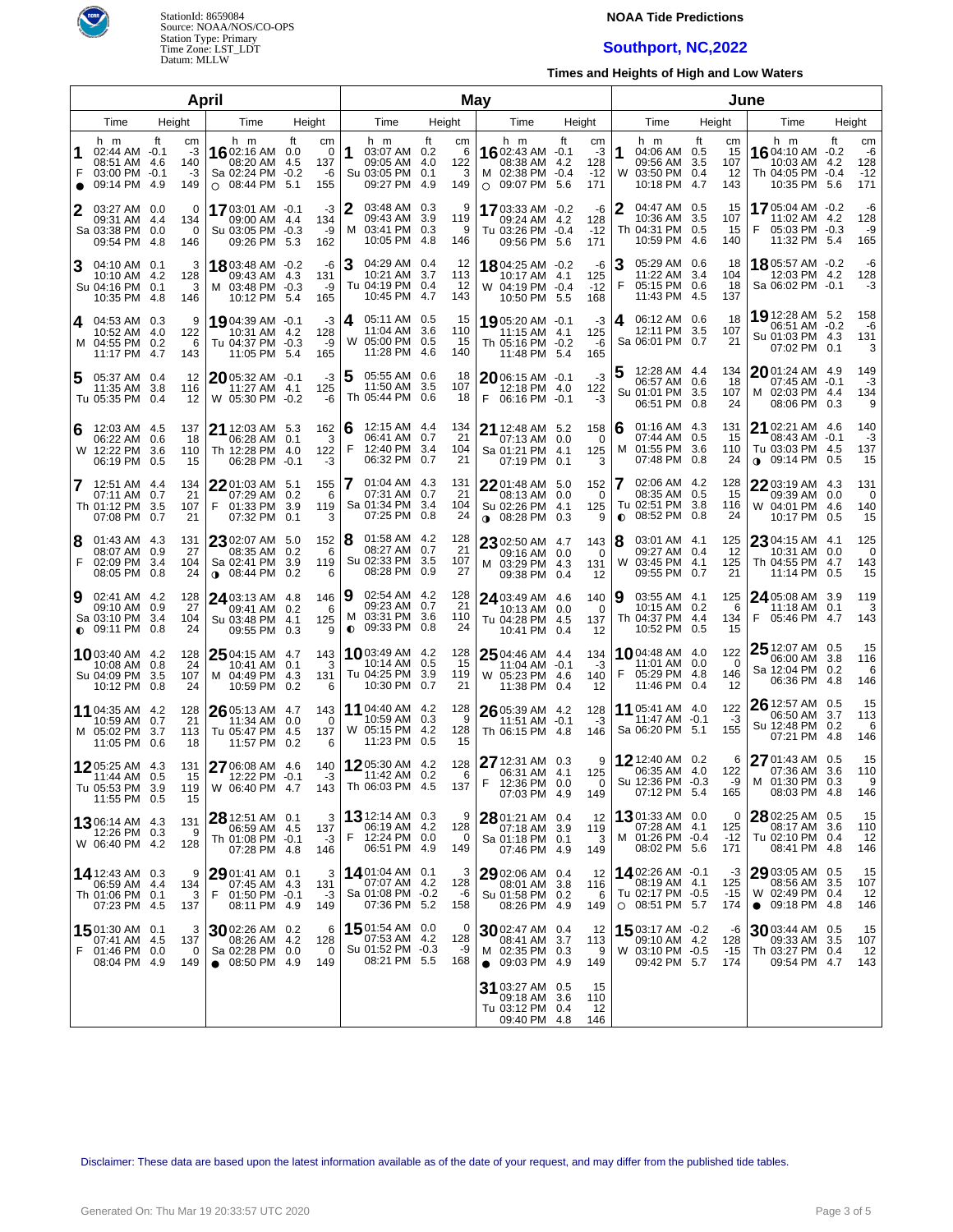StationId: 8659084
Source: NOAA/NOS/CO-OPS
Station Type: Primary
Time Zone: LST_LDT
Datum: MLLW

**NOAA Tide Predictions**

## Southport, NC,2022

**Times and Heights of High and Low Waters**

### April

| Day | Time (h m) | Height (ft) | Height (cm) |
|---|---|---|---|
| 1 F ● | 02:44 AM | -0.1 | -3 |
| | 08:51 AM | 4.6 | 140 |
| | 03:00 PM | -0.1 | -3 |
| | 09:14 PM | 4.9 | 149 |
| 2 Sa | 03:27 AM | 0.0 | 0 |
| | 09:31 AM | 4.4 | 134 |
| | 03:38 PM | 0.0 | 0 |
| | 09:54 PM | 4.8 | 146 |
| 3 Su | 04:10 AM | 0.1 | 3 |
| | 10:10 AM | 4.2 | 128 |
| | 04:16 PM | 0.1 | 3 |
| | 10:35 PM | 4.8 | 146 |
| 4 M | 04:53 AM | 0.3 | 9 |
| | 10:52 AM | 4.0 | 122 |
| | 04:55 PM | 0.2 | 6 |
| | 11:17 PM | 4.7 | 143 |
| 5 Tu | 05:37 AM | 0.4 | 12 |
| | 11:35 AM | 3.8 | 116 |
| | 05:35 PM | 0.4 | 12 |
| 6 W | 12:03 AM | 4.5 | 137 |
| | 06:22 AM | 0.6 | 18 |
| | 12:22 PM | 3.6 | 110 |
| | 06:19 PM | 0.5 | 15 |
| 7 Th | 12:51 AM | 4.4 | 134 |
| | 07:11 AM | 0.7 | 21 |
| | 01:12 PM | 3.5 | 107 |
| | 07:08 PM | 0.7 | 21 |
| 8 F | 01:43 AM | 4.3 | 131 |
| | 08:07 AM | 0.9 | 27 |
| | 02:09 PM | 3.4 | 104 |
| | 08:05 PM | 0.8 | 24 |
| 9 Sa ◐ | 02:41 AM | 4.2 | 128 |
| | 09:10 AM | 0.9 | 27 |
| | 03:10 PM | 3.4 | 104 |
| | 09:11 PM | 0.8 | 24 |
| 10 Su | 03:40 AM | 4.2 | 128 |
| | 10:08 AM | 0.8 | 24 |
| | 04:09 PM | 3.5 | 107 |
| | 10:12 PM | 0.8 | 24 |
| 11 M | 04:35 AM | 4.2 | 128 |
| | 10:59 AM | 0.7 | 21 |
| | 05:02 PM | 3.7 | 113 |
| | 11:05 PM | 0.6 | 18 |
| 12 Tu | 05:25 AM | 4.3 | 131 |
| | 11:44 AM | 0.5 | 15 |
| | 05:53 PM | 3.9 | 119 |
| | 11:55 PM | 0.5 | 15 |
| 13 W | 06:14 AM | 4.3 | 131 |
| | 12:26 PM | 0.3 | 9 |
| | 06:40 PM | 4.2 | 128 |
| 14 Th | 12:43 AM | 0.3 | 9 |
| | 06:59 AM | 4.4 | 134 |
| | 01:06 PM | 0.1 | 3 |
| | 07:23 PM | 4.5 | 137 |
| 15 F | 01:30 AM | 0.1 | 3 |
| | 07:41 AM | 4.5 | 137 |
| | 01:46 PM | 0.0 | 0 |
| | 08:04 PM | 4.9 | 149 |
| 16 Sa ○ | 02:16 AM | 0.0 | 0 |
| | 08:20 AM | 4.5 | 137 |
| | 02:24 PM | -0.2 | -6 |
| | 08:44 PM | 5.1 | 155 |
| 17 Su | 03:01 AM | -0.1 | -3 |
| | 09:00 AM | 4.4 | 134 |
| | 03:05 PM | -0.3 | -9 |
| | 09:26 PM | 5.3 | 162 |
| 18 M | 03:48 AM | -0.2 | -6 |
| | 09:43 AM | 4.3 | 131 |
| | 03:48 PM | -0.3 | -9 |
| | 10:12 PM | 5.4 | 165 |
| 19 Tu | 04:39 AM | -0.1 | -3 |
| | 10:31 AM | 4.2 | 128 |
| | 04:37 PM | -0.3 | -9 |
| | 11:05 PM | 5.4 | 165 |
| 20 W | 05:32 AM | -0.1 | -3 |
| | 11:27 AM | 4.1 | 125 |
| | 05:30 PM | -0.2 | -6 |
| 21 Th | 12:03 AM | 5.3 | 162 |
| | 06:28 AM | 0.1 | 3 |
| | 12:28 PM | 4.0 | 122 |
| | 06:28 PM | -0.1 | -3 |
| 22 F | 01:03 AM | 5.1 | 155 |
| | 07:29 AM | 0.2 | 6 |
| | 01:33 PM | 3.9 | 119 |
| | 07:32 PM | 0.1 | 3 |
| 23 Sa ◑ | 02:07 AM | 5.0 | 152 |
| | 08:35 AM | 0.2 | 6 |
| | 02:41 PM | 3.9 | 119 |
| | 08:44 PM | 0.2 | 6 |
| 24 Su | 03:13 AM | 4.8 | 146 |
| | 09:41 AM | 0.2 | 6 |
| | 03:48 PM | 4.1 | 125 |
| | 09:55 PM | 0.3 | 9 |
| 25 M | 04:15 AM | 4.7 | 143 |
| | 10:41 AM | 0.1 | 3 |
| | 04:49 PM | 4.3 | 131 |
| | 10:59 PM | 0.2 | 6 |
| 26 Tu | 05:13 AM | 4.7 | 143 |
| | 11:34 AM | 0.0 | 0 |
| | 05:47 PM | 4.5 | 137 |
| | 11:57 PM | 0.2 | 6 |
| 27 W | 06:08 AM | 4.6 | 140 |
| | 12:22 PM | -0.1 | -3 |
| | 06:40 PM | 4.7 | 143 |
| 28 Th | 12:51 AM | 0.1 | 3 |
| | 06:59 AM | 4.5 | 137 |
| | 01:08 PM | -0.1 | -3 |
| | 07:28 PM | 4.8 | 146 |
| 29 F | 01:41 AM | 0.1 | 3 |
| | 07:45 AM | 4.3 | 131 |
| | 01:50 PM | -0.1 | -3 |
| | 08:11 PM | 4.9 | 149 |
| 30 Sa ● | 02:26 AM | 0.2 | 6 |
| | 08:26 AM | 4.2 | 128 |
| | 02:28 PM | 0.0 | 0 |
| | 08:50 PM | 4.9 | 149 |

### May

| Day | Time (h m) | Height (ft) | Height (cm) |
|---|---|---|---|
| 1 Su | 03:07 AM | 0.2 | 6 |
| | 09:05 AM | 4.0 | 122 |
| | 03:05 PM | 0.1 | 3 |
| | 09:27 PM | 4.9 | 149 |
| 2 M | 03:48 AM | 0.3 | 9 |
| | 09:43 AM | 3.9 | 119 |
| | 03:41 PM | 0.3 | 9 |
| | 10:05 PM | 4.8 | 146 |
| 3 Tu | 04:29 AM | 0.4 | 12 |
| | 10:21 AM | 3.7 | 113 |
| | 04:19 PM | 0.4 | 12 |
| | 10:45 PM | 4.7 | 143 |
| 4 W | 05:11 AM | 0.5 | 15 |
| | 11:04 AM | 3.6 | 110 |
| | 05:00 PM | 0.5 | 15 |
| | 11:28 PM | 4.6 | 140 |
| 5 Th | 05:55 AM | 0.6 | 18 |
| | 11:50 AM | 3.5 | 107 |
| | 05:44 PM | 0.6 | 18 |
| 6 F | 12:15 AM | 4.4 | 134 |
| | 06:41 AM | 0.7 | 21 |
| | 12:40 PM | 3.4 | 104 |
| | 06:32 PM | 0.7 | 21 |
| 7 Sa | 01:04 AM | 4.3 | 131 |
| | 07:31 AM | 0.7 | 21 |
| | 01:34 PM | 3.4 | 104 |
| | 07:25 PM | 0.8 | 24 |
| 8 Su | 01:58 AM | 4.2 | 128 |
| | 08:27 AM | 0.7 | 21 |
| | 02:33 PM | 3.5 | 107 |
| | 08:28 PM | 0.9 | 27 |
| 9 M ◐ | 02:54 AM | 4.2 | 128 |
| | 09:23 AM | 0.7 | 21 |
| | 03:31 PM | 3.6 | 110 |
| | 09:33 PM | 0.8 | 24 |
| 10 Tu | 03:49 AM | 4.2 | 128 |
| | 10:14 AM | 0.5 | 15 |
| | 04:25 PM | 3.9 | 119 |
| | 10:30 PM | 0.7 | 21 |
| 11 W | 04:40 AM | 4.2 | 128 |
| | 10:59 AM | 0.3 | 9 |
| | 05:15 PM | 4.2 | 128 |
| | 11:23 PM | 0.5 | 15 |
| 12 Th | 05:30 AM | 4.2 | 128 |
| | 11:42 AM | 0.2 | 6 |
| | 06:03 PM | 4.5 | 137 |
| 13 F | 12:14 AM | 0.3 | 9 |
| | 06:19 AM | 4.2 | 128 |
| | 12:24 PM | 0.0 | 0 |
| | 06:51 PM | 4.9 | 149 |
| 14 Sa | 01:04 AM | 0.1 | 3 |
| | 07:07 AM | 4.2 | 128 |
| | 01:08 PM | -0.2 | -6 |
| | 07:36 PM | 5.2 | 158 |
| 15 Su | 01:54 AM | 0.0 | 0 |
| | 07:53 AM | 4.2 | 128 |
| | 01:52 PM | -0.3 | -9 |
| | 08:21 PM | 5.5 | 168 |
| 16 M ○ | 02:43 AM | -0.1 | -3 |
| | 08:38 AM | 4.2 | 128 |
| | 02:38 PM | -0.4 | -12 |
| | 09:07 PM | 5.6 | 171 |
| 17 Tu | 03:33 AM | -0.2 | -6 |
| | 09:24 AM | 4.2 | 128 |
| | 03:26 PM | -0.4 | -12 |
| | 09:56 PM | 5.6 | 171 |
| 18 W | 04:25 AM | -0.2 | -6 |
| | 10:17 AM | 4.1 | 125 |
| | 04:19 PM | -0.4 | -12 |
| | 10:50 PM | 5.5 | 168 |
| 19 Th | 05:20 AM | -0.1 | -3 |
| | 11:15 AM | 4.1 | 125 |
| | 05:16 PM | -0.2 | -6 |
| | 11:48 PM | 5.4 | 165 |
| 20 F | 06:15 AM | -0.1 | -3 |
| | 12:18 PM | 4.0 | 122 |
| | 06:16 PM | -0.1 | -3 |
| 21 Sa | 12:48 AM | 5.2 | 158 |
| | 07:13 AM | 0.0 | 0 |
| | 01:21 PM | 4.1 | 125 |
| | 07:19 PM | 0.1 | 3 |
| 22 Su ◑ | 01:48 AM | 5.0 | 152 |
| | 08:13 AM | 0.0 | 0 |
| | 02:26 PM | 4.1 | 125 |
| | 08:28 PM | 0.3 | 9 |
| 23 M | 02:50 AM | 4.7 | 143 |
| | 09:16 AM | 0.0 | 0 |
| | 03:29 PM | 4.3 | 131 |
| | 09:38 PM | 0.4 | 12 |
| 24 Tu | 03:49 AM | 4.6 | 140 |
| | 10:13 AM | 0.0 | 0 |
| | 04:28 PM | 4.5 | 137 |
| | 10:41 PM | 0.4 | 12 |
| 25 W | 04:46 AM | 4.4 | 134 |
| | 11:04 AM | -0.1 | -3 |
| | 05:23 PM | 4.6 | 140 |
| | 11:38 PM | 0.4 | 12 |
| 26 Th | 05:39 AM | 4.2 | 128 |
| | 11:51 AM | -0.1 | -3 |
| | 06:15 PM | 4.8 | 146 |
| 27 F | 12:31 AM | 0.3 | 9 |
| | 06:31 AM | 4.1 | 125 |
| | 12:36 PM | 0.0 | 0 |
| | 07:03 PM | 4.9 | 149 |
| 28 Sa | 01:21 AM | 0.4 | 12 |
| | 07:18 AM | 3.9 | 119 |
| | 01:18 PM | 0.1 | 3 |
| | 07:46 PM | 4.9 | 149 |
| 29 Su | 02:06 AM | 0.4 | 12 |
| | 08:01 AM | 3.8 | 116 |
| | 01:58 PM | 0.2 | 6 |
| | 08:26 PM | 4.9 | 149 |
| 30 M ● | 02:47 AM | 0.4 | 12 |
| | 08:41 AM | 3.7 | 113 |
| | 02:35 PM | 0.3 | 9 |
| | 09:03 PM | 4.9 | 149 |
| 31 Tu | 03:27 AM | 0.5 | 15 |
| | 09:18 AM | 3.6 | 110 |
| | 03:12 PM | 0.4 | 12 |
| | 09:40 PM | 4.8 | 146 |

### June

| Day | Time (h m) | Height (ft) | Height (cm) |
|---|---|---|---|
| 1 W | 04:06 AM | 0.5 | 15 |
| | 09:56 AM | 3.5 | 107 |
| | 03:50 PM | 0.4 | 12 |
| | 10:18 PM | 4.7 | 143 |
| 2 Th | 04:47 AM | 0.5 | 15 |
| | 10:36 AM | 3.5 | 107 |
| | 04:31 PM | 0.5 | 15 |
| | 10:59 PM | 4.6 | 140 |
| 3 F | 05:29 AM | 0.6 | 18 |
| | 11:22 AM | 3.4 | 104 |
| | 05:15 PM | 0.6 | 18 |
| | 11:43 PM | 4.5 | 137 |
| 4 Sa | 06:12 AM | 0.6 | 18 |
| | 12:11 PM | 3.5 | 107 |
| | 06:01 PM | 0.7 | 21 |
| 5 Su | 12:28 AM | 4.4 | 134 |
| | 06:57 AM | 0.6 | 18 |
| | 01:01 PM | 3.5 | 107 |
| | 06:51 PM | 0.8 | 24 |
| 6 M | 01:16 AM | 4.3 | 131 |
| | 07:44 AM | 0.5 | 15 |
| | 01:55 PM | 3.6 | 110 |
| | 07:48 PM | 0.8 | 24 |
| 7 Tu ◐ | 02:06 AM | 4.2 | 128 |
| | 08:35 AM | 0.5 | 15 |
| | 02:51 PM | 3.8 | 116 |
| | 08:52 PM | 0.8 | 24 |
| 8 W | 03:01 AM | 4.1 | 125 |
| | 09:27 AM | 0.4 | 12 |
| | 03:45 PM | 4.1 | 125 |
| | 09:55 PM | 0.7 | 21 |
| 9 Th | 03:55 AM | 4.1 | 125 |
| | 10:15 AM | 0.2 | 6 |
| | 04:37 PM | 4.4 | 134 |
| | 10:52 PM | 0.5 | 15 |
| 10 F | 04:48 AM | 4.0 | 122 |
| | 11:01 AM | 0.0 | 0 |
| | 05:29 PM | 4.8 | 146 |
| | 11:46 PM | 0.4 | 12 |
| 11 Sa | 05:41 AM | 4.0 | 122 |
| | 11:47 AM | -0.1 | -3 |
| | 06:20 PM | 5.1 | 155 |
| 12 Su | 12:40 AM | 0.2 | 6 |
| | 06:35 AM | 4.0 | 122 |
| | 12:36 PM | -0.3 | -9 |
| | 07:12 PM | 5.4 | 165 |
| 13 M | 01:33 AM | 0.0 | 0 |
| | 07:28 AM | 4.1 | 125 |
| | 01:26 PM | -0.4 | -12 |
| | 08:02 PM | 5.6 | 171 |
| 14 Tu ○ | 02:26 AM | -0.1 | -3 |
| | 08:19 AM | 4.1 | 125 |
| | 02:17 PM | -0.5 | -15 |
| | 08:51 PM | 5.7 | 174 |
| 15 W | 03:17 AM | -0.2 | -6 |
| | 09:10 AM | 4.2 | 128 |
| | 03:10 PM | -0.5 | -15 |
| | 09:42 PM | 5.7 | 174 |
| 16 Th | 04:10 AM | -0.2 | -6 |
| | 10:03 AM | 4.2 | 128 |
| | 04:05 PM | -0.4 | -12 |
| | 10:35 PM | 5.6 | 171 |
| 17 F | 05:04 AM | -0.2 | -6 |
| | 11:02 AM | 4.2 | 128 |
| | 05:03 PM | -0.3 | -9 |
| | 11:32 PM | 5.4 | 165 |
| 18 Sa | 05:57 AM | -0.2 | -6 |
| | 12:03 PM | 4.2 | 128 |
| | 06:02 PM | -0.1 | -3 |
| 19 Su | 12:28 AM | 5.2 | 158 |
| | 06:51 AM | -0.2 | -6 |
| | 01:03 PM | 4.3 | 131 |
| | 07:02 PM | 0.1 | 3 |
| 20 M | 01:24 AM | 4.9 | 149 |
| | 07:45 AM | -0.1 | -3 |
| | 02:03 PM | 4.4 | 134 |
| | 08:06 PM | 0.3 | 9 |
| 21 Tu ◑ | 02:21 AM | 4.6 | 140 |
| | 08:43 AM | -0.1 | -3 |
| | 03:03 PM | 4.5 | 137 |
| | 09:14 PM | 0.5 | 15 |
| 22 W | 03:19 AM | 4.3 | 131 |
| | 09:39 AM | 0.0 | 0 |
| | 04:01 PM | 4.6 | 140 |
| | 10:17 PM | 0.5 | 15 |
| 23 Th | 04:15 AM | 4.1 | 125 |
| | 10:31 AM | 0.0 | 0 |
| | 04:55 PM | 4.7 | 143 |
| | 11:14 PM | 0.5 | 15 |
| 24 F | 05:08 AM | 3.9 | 119 |
| | 11:18 AM | 0.1 | 3 |
| | 05:46 PM | 4.7 | 143 |
| 25 Sa | 12:07 AM | 0.5 | 15 |
| | 06:00 AM | 3.8 | 116 |
| | 12:04 PM | 0.2 | 6 |
| | 06:36 PM | 4.8 | 146 |
| 26 Su | 12:57 AM | 0.5 | 15 |
| | 06:50 AM | 3.7 | 113 |
| | 12:48 PM | 0.2 | 6 |
| | 07:21 PM | 4.8 | 146 |
| 27 M | 01:43 AM | 0.5 | 15 |
| | 07:36 AM | 3.6 | 110 |
| | 01:30 PM | 0.3 | 9 |
| | 08:03 PM | 4.8 | 146 |
| 28 Tu | 02:25 AM | 0.5 | 15 |
| | 08:17 AM | 3.6 | 110 |
| | 02:10 PM | 0.4 | 12 |
| | 08:41 PM | 4.8 | 146 |
| 29 W ● | 03:05 AM | 0.5 | 15 |
| | 08:56 AM | 3.5 | 107 |
| | 02:49 PM | 0.4 | 12 |
| | 09:18 PM | 4.8 | 146 |
| 30 Th | 03:44 AM | 0.5 | 15 |
| | 09:33 AM | 3.5 | 107 |
| | 03:27 PM | 0.4 | 12 |
| | 09:54 PM | 4.7 | 143 |

Disclaimer: These data are based upon the latest information available as of the date of your request, and may differ from the published tide tables.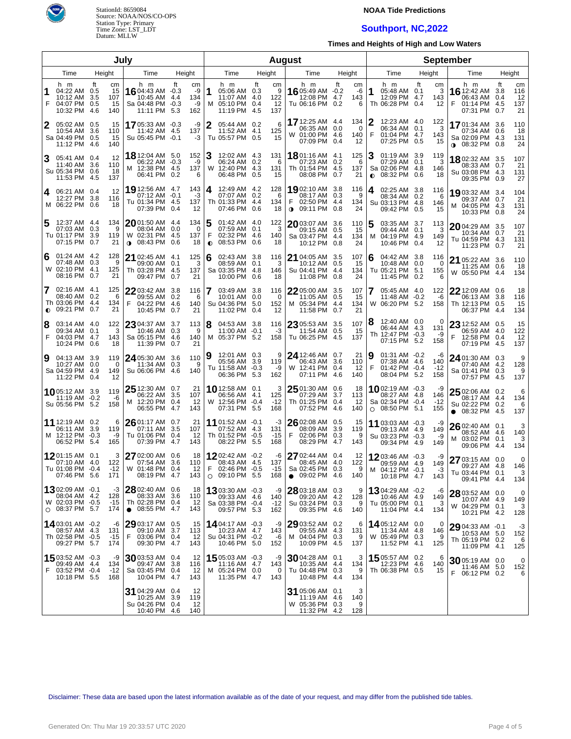StationId: 8659084
Source: NOAA/NOS/CO-OPS
Station Type: Primary
Time Zone: LST_LDT
Datum: MLLW

**NOAA Tide Predictions**

# Southport, NC,2022

**Times and Heights of High and Low Waters**

## July

| Day | Time | Height (ft) | Height (cm) |
|---|---|---|---|
| 1 F | 04:22 AM | 0.5 | 15 |
| | 10:12 AM | 3.5 | 107 |
| | 04:07 PM | 0.5 | 15 |
| | 10:32 PM | 4.6 | 140 |
| 2 Sa | 05:02 AM | 0.5 | 15 |
| | 10:54 AM | 3.6 | 110 |
| | 04:49 PM | 0.5 | 15 |
| | 11:12 PM | 4.6 | 140 |
| 3 Su | 05:41 AM | 0.4 | 12 |
| | 11:40 AM | 3.6 | 110 |
| | 05:34 PM | 0.6 | 18 |
| | 11:53 PM | 4.5 | 137 |
| 4 M | 06:21 AM | 0.4 | 12 |
| | 12:27 PM | 3.8 | 116 |
| | 06:22 PM | 0.6 | 18 |
| 5 Tu | 12:37 AM | 4.4 | 134 |
| | 07:03 AM | 0.3 | 9 |
| | 01:17 PM | 3.9 | 119 |
| | 07:15 PM | 0.7 | 21 |
| 6 W | 01:24 AM | 4.2 | 128 |
| | 07:48 AM | 0.3 | 9 |
| | 02:10 PM | 4.1 | 125 |
| | 08:16 PM | 0.7 | 21 |
| 7 Th ◐ | 02:16 AM | 4.1 | 125 |
| | 08:40 AM | 0.2 | 6 |
| | 03:06 PM | 4.4 | 134 |
| | 09:21 PM | 0.7 | 21 |
| 8 F | 03:14 AM | 4.0 | 122 |
| | 09:34 AM | 0.1 | 3 |
| | 04:03 PM | 4.7 | 143 |
| | 10:24 PM | 0.6 | 18 |
| 9 Sa | 04:13 AM | 3.9 | 119 |
| | 10:27 AM | 0.0 | 0 |
| | 04:59 PM | 4.9 | 149 |
| | 11:22 PM | 0.4 | 12 |
| 10 Su | 05:12 AM | 3.9 | 119 |
| | 11:19 AM | -0.2 | -6 |
| | 05:56 PM | 5.2 | 158 |
| 11 M | 12:19 AM | 0.2 | 6 |
| | 06:11 AM | 3.9 | 119 |
| | 12:12 PM | -0.3 | -9 |
| | 06:52 PM | 5.4 | 165 |
| 12 Tu | 01:15 AM | 0.1 | 3 |
| | 07:10 AM | 4.0 | 122 |
| | 01:08 PM | -0.4 | -12 |
| | 07:46 PM | 5.6 | 171 |
| 13 W ○ | 02:09 AM | -0.1 | -3 |
| | 08:04 AM | 4.2 | 128 |
| | 02:03 PM | -0.5 | -15 |
| | 08:37 PM | 5.7 | 174 |
| 14 Th | 03:01 AM | -0.2 | -6 |
| | 08:57 AM | 4.3 | 131 |
| | 02:58 PM | -0.5 | -15 |
| | 09:27 PM | 5.7 | 174 |
| 15 F | 03:52 AM | -0.3 | -9 |
| | 09:49 AM | 4.4 | 134 |
| | 03:52 PM | -0.4 | -12 |
| | 10:18 PM | 5.5 | 168 |
| 16 Sa | 04:43 AM | -0.3 | -9 |
| | 10:45 AM | 4.4 | 134 |
| | 04:48 PM | -0.3 | -9 |
| | 11:11 PM | 5.3 | 162 |
| 17 Su | 05:33 AM | -0.3 | -9 |
| | 11:42 AM | 4.5 | 137 |
| | 05:45 PM | -0.1 | -3 |
| 18 M | 12:04 AM | 5.0 | 152 |
| | 06:22 AM | -0.3 | -9 |
| | 12:38 PM | 4.5 | 137 |
| | 06:41 PM | 0.2 | 6 |
| 19 Tu | 12:56 AM | 4.7 | 143 |
| | 07:12 AM | -0.1 | -3 |
| | 01:34 PM | 4.5 | 137 |
| | 07:39 PM | 0.4 | 12 |
| 20 W ◑ | 01:50 AM | 4.4 | 134 |
| | 08:04 AM | 0.0 | 0 |
| | 02:31 PM | 4.5 | 137 |
| | 08:43 PM | 0.6 | 18 |
| 21 Th | 02:45 AM | 4.1 | 125 |
| | 09:00 AM | 0.1 | 3 |
| | 03:28 PM | 4.5 | 137 |
| | 09:47 PM | 0.7 | 21 |
| 22 F | 03:42 AM | 3.8 | 116 |
| | 09:55 AM | 0.2 | 6 |
| | 04:22 PM | 4.6 | 140 |
| | 10:45 PM | 0.7 | 21 |
| 23 Sa | 04:37 AM | 3.7 | 113 |
| | 10:46 AM | 0.3 | 9 |
| | 05:15 PM | 4.6 | 140 |
| | 11:39 PM | 0.7 | 21 |
| 24 Su | 05:30 AM | 3.6 | 110 |
| | 11:34 AM | 0.3 | 9 |
| | 06:06 PM | 4.6 | 140 |
| 25 M | 12:30 AM | 0.7 | 21 |
| | 06:22 AM | 3.5 | 107 |
| | 12:20 PM | 0.4 | 12 |
| | 06:55 PM | 4.7 | 143 |
| 26 Tu | 01:17 AM | 0.7 | 21 |
| | 07:11 AM | 3.5 | 107 |
| | 01:06 PM | 0.4 | 12 |
| | 07:39 PM | 4.7 | 143 |
| 27 W | 02:00 AM | 0.6 | 18 |
| | 07:54 AM | 3.6 | 110 |
| | 01:48 PM | 0.4 | 12 |
| | 08:19 PM | 4.7 | 143 |
| 28 Th ● | 02:40 AM | 0.6 | 18 |
| | 08:33 AM | 3.6 | 110 |
| | 02:28 PM | 0.4 | 12 |
| | 08:55 PM | 4.7 | 143 |
| 29 F | 03:17 AM | 0.5 | 15 |
| | 09:10 AM | 3.7 | 113 |
| | 03:06 PM | 0.4 | 12 |
| | 09:30 PM | 4.7 | 143 |
| 30 Sa | 03:53 AM | 0.4 | 12 |
| | 09:47 AM | 3.8 | 116 |
| | 03:45 PM | 0.4 | 12 |
| | 10:04 PM | 4.7 | 143 |
| 31 Su | 04:29 AM | 0.4 | 12 |
| | 10:25 AM | 3.9 | 119 |
| | 04:26 PM | 0.4 | 12 |
| | 10:40 PM | 4.6 | 140 |

## August

| Day | Time | Height (ft) | Height (cm) |
|---|---|---|---|
| 1 M | 05:06 AM | 0.3 | 9 |
| | 11:07 AM | 4.0 | 122 |
| | 05:10 PM | 0.4 | 12 |
| | 11:19 PM | 4.5 | 137 |
| 2 Tu | 05:44 AM | 0.2 | 6 |
| | 11:52 AM | 4.1 | 125 |
| | 05:57 PM | 0.5 | 15 |
| 3 W | 12:02 AM | 4.3 | 131 |
| | 06:24 AM | 0.2 | 6 |
| | 12:40 PM | 4.3 | 131 |
| | 06:48 PM | 0.5 | 15 |
| 4 Th | 12:49 AM | 4.2 | 128 |
| | 07:07 AM | 0.2 | 6 |
| | 01:33 PM | 4.4 | 134 |
| | 07:46 PM | 0.6 | 18 |
| 5 F ◐ | 01:42 AM | 4.0 | 122 |
| | 07:59 AM | 0.1 | 3 |
| | 02:32 PM | 4.6 | 140 |
| | 08:53 PM | 0.6 | 18 |
| 6 Sa | 02:43 AM | 3.8 | 116 |
| | 08:59 AM | 0.1 | 3 |
| | 03:35 PM | 4.8 | 146 |
| | 10:00 PM | 0.6 | 18 |
| 7 Su | 03:49 AM | 3.8 | 116 |
| | 10:01 AM | 0.0 | 0 |
| | 04:36 PM | 5.0 | 152 |
| | 11:02 PM | 0.4 | 12 |
| 8 M | 04:53 AM | 3.8 | 116 |
| | 11:00 AM | -0.1 | -3 |
| | 05:37 PM | 5.2 | 158 |
| 9 Tu | 12:01 AM | 0.3 | 9 |
| | 05:56 AM | 3.9 | 119 |
| | 11:58 AM | -0.3 | -9 |
| | 06:36 PM | 5.3 | 162 |
| 10 W | 12:58 AM | 0.1 | 3 |
| | 06:56 AM | 4.1 | 125 |
| | 12:56 PM | -0.4 | -12 |
| | 07:31 PM | 5.5 | 168 |
| 11 Th | 01:52 AM | -0.1 | -3 |
| | 07:52 AM | 4.3 | 131 |
| | 01:52 PM | -0.5 | -15 |
| | 08:22 PM | 5.5 | 168 |
| 12 F ○ | 02:42 AM | -0.2 | -6 |
| | 08:43 AM | 4.5 | 137 |
| | 02:46 PM | -0.5 | -15 |
| | 09:10 PM | 5.5 | 168 |
| 13 Sa | 03:30 AM | -0.3 | -9 |
| | 09:33 AM | 4.6 | 140 |
| | 03:38 PM | -0.4 | -12 |
| | 09:57 PM | 5.3 | 162 |
| 14 Su | 04:17 AM | -0.3 | -9 |
| | 10:23 AM | 4.7 | 143 |
| | 04:31 PM | -0.2 | -6 |
| | 10:46 PM | 5.0 | 152 |
| 15 M | 05:03 AM | -0.3 | -9 |
| | 11:16 AM | 4.7 | 143 |
| | 05:24 PM | 0.0 | 0 |
| | 11:35 PM | 4.7 | 143 |
| 16 Tu | 05:49 AM | -0.2 | -6 |
| | 12:08 PM | 4.7 | 143 |
| | 06:16 PM | 0.2 | 6 |
| 17 W | 12:25 AM | 4.4 | 134 |
| | 06:35 AM | 0.0 | 0 |
| | 01:00 PM | 4.6 | 140 |
| | 07:09 PM | 0.4 | 12 |
| 18 Th | 01:16 AM | 4.1 | 125 |
| | 07:23 AM | 0.2 | 6 |
| | 01:54 PM | 4.5 | 137 |
| | 08:08 PM | 0.7 | 21 |
| 19 F ◑ | 02:10 AM | 3.8 | 116 |
| | 08:17 AM | 0.3 | 9 |
| | 02:50 PM | 4.4 | 134 |
| | 09:11 PM | 0.8 | 24 |
| 20 Sa | 03:07 AM | 3.6 | 110 |
| | 09:15 AM | 0.5 | 15 |
| | 03:47 PM | 4.4 | 134 |
| | 10:12 PM | 0.8 | 24 |
| 21 Su | 04:05 AM | 3.5 | 107 |
| | 10:12 AM | 0.5 | 15 |
| | 04:41 PM | 4.4 | 134 |
| | 11:08 PM | 0.8 | 24 |
| 22 M | 05:00 AM | 3.5 | 107 |
| | 11:05 AM | 0.5 | 15 |
| | 05:34 PM | 4.4 | 134 |
| | 11:58 PM | 0.7 | 21 |
| 23 Tu | 05:53 AM | 3.5 | 107 |
| | 11:54 AM | 0.5 | 15 |
| | 06:25 PM | 4.5 | 137 |
| 24 W | 12:46 AM | 0.7 | 21 |
| | 06:43 AM | 3.6 | 110 |
| | 12:41 PM | 0.4 | 12 |
| | 07:11 PM | 4.6 | 140 |
| 25 Th | 01:30 AM | 0.6 | 18 |
| | 07:29 AM | 3.7 | 113 |
| | 01:25 PM | 0.4 | 12 |
| | 07:52 PM | 4.6 | 140 |
| 26 F | 02:08 AM | 0.5 | 15 |
| | 08:09 AM | 3.9 | 119 |
| | 02:06 PM | 0.3 | 9 |
| | 08:29 PM | 4.7 | 143 |
| 27 Sa ● | 02:44 AM | 0.4 | 12 |
| | 08:45 AM | 4.0 | 122 |
| | 02:45 PM | 0.3 | 9 |
| | 09:02 PM | 4.6 | 140 |
| 28 Su | 03:18 AM | 0.3 | 9 |
| | 09:20 AM | 4.2 | 128 |
| | 03:24 PM | 0.3 | 9 |
| | 09:35 PM | 4.6 | 140 |
| 29 M | 03:52 AM | 0.2 | 6 |
| | 09:55 AM | 4.3 | 131 |
| | 04:04 PM | 0.3 | 9 |
| | 10:09 PM | 4.5 | 137 |
| 30 Tu | 04:28 AM | 0.1 | 3 |
| | 10:35 AM | 4.4 | 134 |
| | 04:48 PM | 0.3 | 9 |
| | 10:48 PM | 4.4 | 134 |
| 31 W | 05:06 AM | 0.1 | 3 |
| | 11:19 AM | 4.6 | 140 |
| | 05:36 PM | 0.3 | 9 |
| | 11:32 PM | 4.2 | 128 |

## September

| Day | Time | Height (ft) | Height (cm) |
|---|---|---|---|
| 1 Th | 05:48 AM | 0.1 | 3 |
| | 12:09 PM | 4.7 | 143 |
| | 06:28 PM | 0.4 | 12 |
| 2 F | 12:23 AM | 4.0 | 122 |
| | 06:34 AM | 0.1 | 3 |
| | 01:04 PM | 4.7 | 143 |
| | 07:25 PM | 0.5 | 15 |
| 3 Sa ◐ | 01:19 AM | 3.9 | 119 |
| | 07:29 AM | 0.1 | 3 |
| | 02:06 PM | 4.8 | 146 |
| | 08:32 PM | 0.6 | 18 |
| 4 Su | 02:25 AM | 3.8 | 116 |
| | 08:34 AM | 0.2 | 6 |
| | 03:13 PM | 4.8 | 146 |
| | 09:42 PM | 0.5 | 15 |
| 5 M | 03:35 AM | 3.7 | 113 |
| | 09:44 AM | 0.1 | 3 |
| | 04:19 PM | 4.9 | 149 |
| | 10:46 PM | 0.4 | 12 |
| 6 Tu | 04:42 AM | 3.8 | 116 |
| | 10:48 AM | 0.0 | 0 |
| | 05:21 PM | 5.1 | 155 |
| | 11:45 PM | 0.2 | 6 |
| 7 W | 05:45 AM | 4.0 | 122 |
| | 11:48 AM | -0.2 | -6 |
| | 06:20 PM | 5.2 | 158 |
| 8 Th | 12:40 AM | 0.0 | 0 |
| | 06:44 AM | 4.3 | 131 |
| | 12:47 PM | -0.3 | -9 |
| | 07:15 PM | 5.2 | 158 |
| 9 F | 01:31 AM | -0.2 | -6 |
| | 07:38 AM | 4.6 | 140 |
| | 01:42 PM | -0.4 | -12 |
| | 08:04 PM | 5.2 | 158 |
| 10 Sa ○ | 02:19 AM | -0.3 | -9 |
| | 08:27 AM | 4.8 | 146 |
| | 02:34 PM | -0.4 | -12 |
| | 08:50 PM | 5.1 | 155 |
| 11 Su | 03:03 AM | -0.3 | -9 |
| | 09:13 AM | 4.9 | 149 |
| | 03:23 PM | -0.3 | -9 |
| | 09:34 PM | 4.9 | 149 |
| 12 M | 03:46 AM | -0.3 | -9 |
| | 09:59 AM | 4.9 | 149 |
| | 04:12 PM | -0.1 | -3 |
| | 10:18 PM | 4.7 | 143 |
| 13 Tu | 04:29 AM | -0.2 | -6 |
| | 10:46 AM | 4.9 | 149 |
| | 05:00 PM | 0.1 | 3 |
| | 11:04 PM | 4.4 | 134 |
| 14 W | 05:12 AM | 0.0 | 0 |
| | 11:34 AM | 4.8 | 146 |
| | 05:49 PM | 0.3 | 9 |
| | 11:52 PM | 4.1 | 125 |
| 15 Th | 05:57 AM | 0.2 | 6 |
| | 12:23 PM | 4.6 | 140 |
| | 06:38 PM | 0.5 | 15 |
| 16 F | 12:42 AM | 3.8 | 116 |
| | 06:43 AM | 0.4 | 12 |
| | 01:14 PM | 4.5 | 137 |
| | 07:31 PM | 0.7 | 21 |
| 17 Sa ◑ | 01:34 AM | 3.6 | 110 |
| | 07:34 AM | 0.6 | 18 |
| | 02:09 PM | 4.3 | 131 |
| | 08:32 PM | 0.8 | 24 |
| 18 Su | 02:32 AM | 3.5 | 107 |
| | 08:33 AM | 0.7 | 21 |
| | 03:08 PM | 4.3 | 131 |
| | 09:35 PM | 0.9 | 27 |
| 19 M | 03:32 AM | 3.4 | 104 |
| | 09:37 AM | 0.7 | 21 |
| | 04:05 PM | 4.3 | 131 |
| | 10:33 PM | 0.8 | 24 |
| 20 Tu | 04:29 AM | 3.5 | 107 |
| | 10:34 AM | 0.7 | 21 |
| | 04:59 PM | 4.3 | 131 |
| | 11:23 PM | 0.7 | 21 |
| 21 W | 05:22 AM | 3.6 | 110 |
| | 11:25 AM | 0.6 | 18 |
| | 05:50 PM | 4.4 | 134 |
| 22 Th | 12:09 AM | 0.6 | 18 |
| | 06:13 AM | 3.8 | 116 |
| | 12:13 PM | 0.5 | 15 |
| | 06:37 PM | 4.4 | 134 |
| 23 F | 12:52 AM | 0.5 | 15 |
| | 06:59 AM | 4.0 | 122 |
| | 12:58 PM | 0.4 | 12 |
| | 07:19 PM | 4.5 | 137 |
| 24 Sa | 01:30 AM | 0.3 | 9 |
| | 07:40 AM | 4.2 | 128 |
| | 01:41 PM | 0.3 | 9 |
| | 07:57 PM | 4.5 | 137 |
| 25 Su ● | 02:06 AM | 0.2 | 6 |
| | 08:17 AM | 4.4 | 134 |
| | 02:22 PM | 0.2 | 6 |
| | 08:32 PM | 4.5 | 137 |
| 26 M | 02:40 AM | 0.1 | 3 |
| | 08:52 AM | 4.6 | 140 |
| | 03:02 PM | 0.1 | 3 |
| | 09:06 PM | 4.4 | 134 |
| 27 Tu | 03:15 AM | 0.0 | 0 |
| | 09:27 AM | 4.8 | 146 |
| | 03:44 PM | 0.1 | 3 |
| | 09:41 PM | 4.4 | 134 |
| 28 W | 03:52 AM | 0.0 | 0 |
| | 10:07 AM | 4.9 | 149 |
| | 04:29 PM | 0.1 | 3 |
| | 10:21 PM | 4.2 | 128 |
| 29 Th | 04:33 AM | -0.1 | -3 |
| | 10:53 AM | 5.0 | 152 |
| | 05:19 PM | 0.2 | 6 |
| | 11:09 PM | 4.1 | 125 |
| 30 F | 05:19 AM | 0.0 | 0 |
| | 11:46 AM | 5.0 | 152 |
| | 06:12 PM | 0.2 | 6 |

Disclaimer: These data are based upon the latest information available as of the date of your request, and may differ from the published tide tables.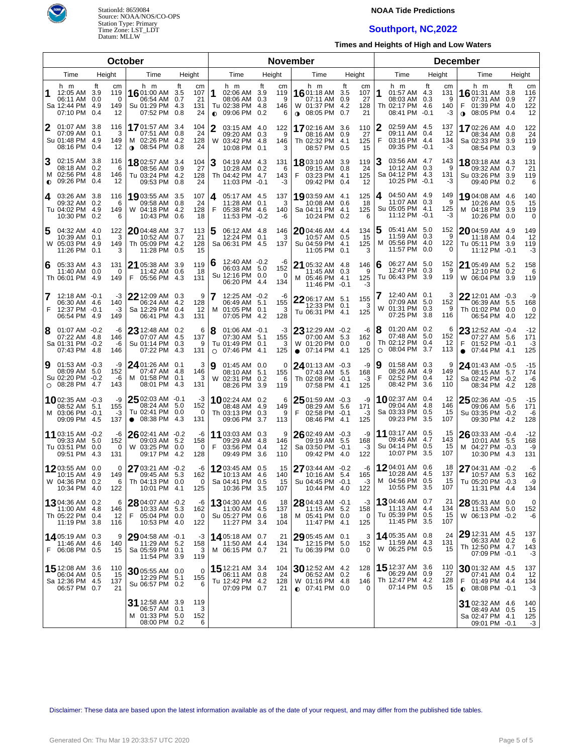StationId: 8659084
Source: NOAA/NOS/CO-OPS
Station Type: Primary
Time Zone: LST_LDT
Datum: MLLW

**NOAA Tide Predictions**

# Southport, NC,2022

**Times and Heights of High and Low Waters**

## October

| Day | Time | ft | cm |
|---|---|---|---|
| 1 Sa | 12:05 AM | 3.9 | 119 |
| | 06:11 AM | 0.0 | 0 |
| | 12:44 PM | 4.9 | 149 |
| | 07:10 PM | 0.4 | 12 |
| 2 Su | 01:07 AM | 3.8 | 116 |
| | 07:09 AM | 0.1 | 3 |
| | 01:48 PM | 4.9 | 149 |
| | 08:16 PM | 0.4 | 12 |
| 3 M ◐ | 02:15 AM | 3.8 | 116 |
| | 08:18 AM | 0.2 | 6 |
| | 02:56 PM | 4.8 | 146 |
| | 09:26 PM | 0.4 | 12 |
| 4 Tu | 03:26 AM | 3.8 | 116 |
| | 09:32 AM | 0.2 | 6 |
| | 04:02 PM | 4.9 | 149 |
| | 10:30 PM | 0.2 | 6 |
| 5 W | 04:32 AM | 4.0 | 122 |
| | 10:39 AM | 0.1 | 3 |
| | 05:03 PM | 4.9 | 149 |
| | 11:26 PM | 0.1 | 3 |
| 6 Th | 05:33 AM | 4.3 | 131 |
| | 11:40 AM | 0.0 | 0 |
| | 06:01 PM | 4.9 | 149 |
| 7 F | 12:18 AM | -0.1 | -3 |
| | 06:30 AM | 4.6 | 140 |
| | 12:37 PM | -0.1 | -3 |
| | 06:54 PM | 4.9 | 149 |
| 8 Sa | 01:07 AM | -0.2 | -6 |
| | 07:22 AM | 4.8 | 146 |
| | 01:31 PM | -0.2 | -6 |
| | 07:43 PM | 4.8 | 146 |
| 9 Su ○ | 01:53 AM | -0.3 | -9 |
| | 08:09 AM | 5.0 | 152 |
| | 02:20 PM | -0.2 | -6 |
| | 08:28 PM | 4.7 | 143 |
| 10 M | 02:35 AM | -0.3 | -9 |
| | 08:52 AM | 5.1 | 155 |
| | 03:06 PM | -0.1 | -3 |
| | 09:09 PM | 4.5 | 137 |
| 11 Tu | 03:15 AM | -0.2 | -6 |
| | 09:33 AM | 5.0 | 152 |
| | 03:51 PM | 0.0 | 0 |
| | 09:51 PM | 4.3 | 131 |
| 12 W | 03:55 AM | 0.0 | 0 |
| | 10:15 AM | 4.9 | 149 |
| | 04:36 PM | 0.2 | 6 |
| | 10:34 PM | 4.0 | 122 |
| 13 Th | 04:36 AM | 0.2 | 6 |
| | 11:00 AM | 4.8 | 146 |
| | 05:22 PM | 0.4 | 12 |
| | 11:19 PM | 3.8 | 116 |
| 14 F | 05:19 AM | 0.3 | 9 |
| | 11:46 AM | 4.6 | 140 |
| | 06:08 PM | 0.5 | 15 |
| 15 Sa | 12:08 AM | 3.6 | 110 |
| | 06:04 AM | 0.5 | 15 |
| | 12:36 PM | 4.5 | 137 |
| | 06:57 PM | 0.7 | 21 |
| 16 Su | 01:00 AM | 3.5 | 107 |
| | 06:54 AM | 0.7 | 21 |
| | 01:29 PM | 4.3 | 131 |
| | 07:52 PM | 0.8 | 24 |
| 17 M ◑ | 01:57 AM | 3.4 | 104 |
| | 07:51 AM | 0.8 | 24 |
| | 02:26 PM | 4.2 | 128 |
| | 08:54 PM | 0.8 | 24 |
| 18 Tu | 02:57 AM | 3.4 | 104 |
| | 08:56 AM | 0.9 | 27 |
| | 03:24 PM | 4.2 | 128 |
| | 09:53 PM | 0.8 | 24 |
| 19 W | 03:55 AM | 3.5 | 107 |
| | 09:58 AM | 0.8 | 24 |
| | 04:18 PM | 4.2 | 128 |
| | 10:43 PM | 0.6 | 18 |
| 20 Th | 04:48 AM | 3.7 | 113 |
| | 10:52 AM | 0.7 | 21 |
| | 05:09 PM | 4.2 | 128 |
| | 11:28 PM | 0.5 | 15 |
| 21 F | 05:38 AM | 3.9 | 119 |
| | 11:42 AM | 0.6 | 18 |
| | 05:56 PM | 4.3 | 131 |
| 22 Sa | 12:09 AM | 0.3 | 9 |
| | 06:24 AM | 4.2 | 128 |
| | 12:29 PM | 0.4 | 12 |
| | 06:41 PM | 4.3 | 131 |
| 23 Su | 12:48 AM | 0.2 | 6 |
| | 07:07 AM | 4.5 | 137 |
| | 01:14 PM | 0.3 | 9 |
| | 07:22 PM | 4.3 | 131 |
| 24 M | 01:26 AM | 0.1 | 3 |
| | 07:47 AM | 4.8 | 146 |
| | 01:58 PM | 0.1 | 3 |
| | 08:01 PM | 4.3 | 131 |
| 25 Tu ● | 02:03 AM | -0.1 | -3 |
| | 08:24 AM | 5.0 | 152 |
| | 02:41 PM | 0.0 | 0 |
| | 08:38 PM | 4.3 | 131 |
| 26 W | 02:41 AM | -0.2 | -6 |
| | 09:03 AM | 5.2 | 158 |
| | 03:25 PM | 0.0 | 0 |
| | 09:17 PM | 4.2 | 128 |
| 27 Th | 03:21 AM | -0.2 | -6 |
| | 09:45 AM | 5.3 | 162 |
| | 04:13 PM | 0.0 | 0 |
| | 10:01 PM | 4.1 | 125 |
| 28 F | 04:07 AM | -0.2 | -6 |
| | 10:33 AM | 5.3 | 162 |
| | 05:04 PM | 0.0 | 0 |
| | 10:53 PM | 4.0 | 122 |
| 29 Sa | 04:58 AM | -0.1 | -3 |
| | 11:29 AM | 5.2 | 158 |
| | 05:59 PM | 0.1 | 3 |
| | 11:54 PM | 3.9 | 119 |
| 30 Su | 05:55 AM | 0.0 | 0 |
| | 12:29 PM | 5.1 | 155 |
| | 06:57 PM | 0.2 | 6 |
| 31 M | 12:58 AM | 3.9 | 119 |
| | 06:57 AM | 0.1 | 3 |
| | 01:33 PM | 5.0 | 152 |
| | 08:00 PM | 0.2 | 6 |

## November

| Day | Time | ft | cm |
|---|---|---|---|
| 1 Tu ◐ | 02:06 AM | 3.9 | 119 |
| | 08:06 AM | 0.3 | 9 |
| | 02:38 PM | 4.8 | 146 |
| | 09:06 PM | 0.2 | 6 |
| 2 W | 03:15 AM | 4.0 | 122 |
| | 09:20 AM | 0.3 | 9 |
| | 03:42 PM | 4.8 | 146 |
| | 10:08 PM | 0.1 | 3 |
| 3 Th | 04:19 AM | 4.3 | 131 |
| | 10:28 AM | 0.2 | 6 |
| | 04:42 PM | 4.7 | 143 |
| | 11:03 PM | -0.1 | -3 |
| 4 F | 05:17 AM | 4.5 | 137 |
| | 11:28 AM | 0.1 | 3 |
| | 05:38 PM | 4.6 | 140 |
| | 11:53 PM | -0.2 | -6 |
| 5 Sa | 06:12 AM | 4.8 | 146 |
| | 12:24 PM | 0.1 | 3 |
| | 06:31 PM | 4.5 | 137 |
| 6 Su | 12:40 AM | -0.2 | -6 |
| | 06:03 AM | 5.0 | 152 |
| | 12:16 PM | 0.0 | 0 |
| | 06:20 PM | 4.4 | 134 |
| 7 M | 12:25 AM | -0.2 | -6 |
| | 06:49 AM | 5.1 | 155 |
| | 01:05 PM | 0.1 | 3 |
| | 07:05 PM | 4.2 | 128 |
| 8 Tu ○ | 01:06 AM | -0.1 | -3 |
| | 07:30 AM | 5.1 | 155 |
| | 01:49 PM | 0.1 | 3 |
| | 07:46 PM | 4.1 | 125 |
| 9 W | 01:45 AM | 0.0 | 0 |
| | 08:10 AM | 5.1 | 155 |
| | 02:31 PM | 0.2 | 6 |
| | 08:26 PM | 3.9 | 119 |
| 10 Th | 02:24 AM | 0.2 | 6 |
| | 08:48 AM | 4.9 | 149 |
| | 03:13 PM | 0.3 | 9 |
| | 09:06 PM | 3.7 | 113 |
| 11 F | 03:03 AM | 0.3 | 9 |
| | 09:29 AM | 4.8 | 146 |
| | 03:56 PM | 0.4 | 12 |
| | 09:49 PM | 3.6 | 110 |
| 12 Sa | 03:45 AM | 0.5 | 15 |
| | 10:13 AM | 4.6 | 140 |
| | 04:41 PM | 0.5 | 15 |
| | 10:36 PM | 3.5 | 107 |
| 13 Su | 04:30 AM | 0.6 | 18 |
| | 11:00 AM | 4.5 | 137 |
| | 05:27 PM | 0.6 | 18 |
| | 11:27 PM | 3.4 | 104 |
| 14 M | 05:18 AM | 0.7 | 21 |
| | 11:50 AM | 4.4 | 134 |
| | 06:15 PM | 0.7 | 21 |
| 15 Tu | 12:21 AM | 3.4 | 104 |
| | 06:11 AM | 0.8 | 24 |
| | 12:42 PM | 4.2 | 128 |
| | 07:09 PM | 0.7 | 21 |
| 16 W ◑ | 01:18 AM | 3.5 | 107 |
| | 07:11 AM | 0.9 | 27 |
| | 01:37 PM | 4.2 | 128 |
| | 08:05 PM | 0.7 | 21 |
| 17 Th | 02:16 AM | 3.6 | 110 |
| | 08:16 AM | 0.9 | 27 |
| | 02:32 PM | 4.1 | 125 |
| | 08:57 PM | 0.5 | 15 |
| 18 F | 03:10 AM | 3.9 | 119 |
| | 09:15 AM | 0.8 | 24 |
| | 03:23 PM | 4.1 | 125 |
| | 09:42 PM | 0.4 | 12 |
| 19 Sa | 03:59 AM | 4.1 | 125 |
| | 10:08 AM | 0.6 | 18 |
| | 04:11 PM | 4.1 | 125 |
| | 10:24 PM | 0.2 | 6 |
| 20 Su | 04:46 AM | 4.4 | 134 |
| | 10:57 AM | 0.5 | 15 |
| | 04:59 PM | 4.1 | 125 |
| | 11:05 PM | 0.1 | 3 |
| 21 M | 05:32 AM | 4.8 | 146 |
| | 11:45 AM | 0.3 | 9 |
| | 05:46 PM | 4.1 | 125 |
| | 11:46 PM | -0.1 | -3 |
| 22 Tu | 06:17 AM | 5.1 | 155 |
| | 12:33 PM | 0.1 | 3 |
| | 06:31 PM | 4.1 | 125 |
| 23 W ● | 12:29 AM | -0.2 | -6 |
| | 07:00 AM | 5.3 | 162 |
| | 01:20 PM | 0.0 | 0 |
| | 07:14 PM | 4.1 | 125 |
| 24 Th | 01:13 AM | -0.3 | -9 |
| | 07:43 AM | 5.5 | 168 |
| | 02:08 PM | -0.1 | -3 |
| | 07:58 PM | 4.1 | 125 |
| 25 F | 01:59 AM | -0.3 | -9 |
| | 08:29 AM | 5.6 | 171 |
| | 02:58 PM | -0.1 | -3 |
| | 08:46 PM | 4.1 | 125 |
| 26 Sa | 02:49 AM | -0.3 | -9 |
| | 09:19 AM | 5.5 | 168 |
| | 03:50 PM | -0.1 | -3 |
| | 09:42 PM | 4.0 | 122 |
| 27 Su | 03:44 AM | -0.2 | -6 |
| | 10:16 AM | 5.4 | 165 |
| | 04:45 PM | -0.1 | -3 |
| | 10:44 PM | 4.0 | 122 |
| 28 M | 04:43 AM | -0.1 | -3 |
| | 11:15 AM | 5.2 | 158 |
| | 05:41 PM | 0.0 | 0 |
| | 11:47 PM | 4.1 | 125 |
| 29 Tu | 05:45 AM | 0.1 | 3 |
| | 12:15 PM | 5.0 | 152 |
| | 06:39 PM | 0.0 | 0 |
| 30 W ◐ | 12:52 AM | 4.2 | 128 |
| | 06:52 AM | 0.2 | 6 |
| | 01:16 PM | 4.8 | 146 |
| | 07:41 PM | 0.0 | 0 |

## December

| Day | Time | ft | cm |
|---|---|---|---|
| 1 Th | 01:57 AM | 4.3 | 131 |
| | 08:03 AM | 0.3 | 9 |
| | 02:17 PM | 4.6 | 140 |
| | 08:41 PM | -0.1 | -3 |
| 2 F | 02:59 AM | 4.5 | 137 |
| | 09:11 AM | 0.4 | 12 |
| | 03:16 PM | 4.4 | 134 |
| | 09:35 PM | -0.1 | -3 |
| 3 Sa | 03:56 AM | 4.7 | 143 |
| | 10:12 AM | 0.3 | 9 |
| | 04:12 PM | 4.3 | 131 |
| | 10:25 PM | -0.1 | -3 |
| 4 Su | 04:50 AM | 4.9 | 149 |
| | 11:07 AM | 0.3 | 9 |
| | 05:05 PM | 4.1 | 125 |
| | 11:12 PM | -0.1 | -3 |
| 5 M | 05:41 AM | 5.0 | 152 |
| | 11:59 AM | 0.3 | 9 |
| | 05:56 PM | 4.0 | 122 |
| | 11:57 PM | 0.0 | 0 |
| 6 Tu | 06:27 AM | 5.0 | 152 |
| | 12:47 PM | 0.3 | 9 |
| | 06:43 PM | 3.9 | 119 |
| 7 W | 12:40 AM | 0.1 | 3 |
| | 07:09 AM | 5.0 | 152 |
| | 01:31 PM | 0.3 | 9 |
| | 07:25 PM | 3.8 | 116 |
| 8 Th ○ | 01:20 AM | 0.2 | 6 |
| | 07:48 AM | 5.0 | 152 |
| | 02:12 PM | 0.4 | 12 |
| | 08:04 PM | 3.7 | 113 |
| 9 F | 01:58 AM | 0.3 | 9 |
| | 08:26 AM | 4.9 | 149 |
| | 02:52 PM | 0.4 | 12 |
| | 08:42 PM | 3.6 | 110 |
| 10 Sa | 02:37 AM | 0.4 | 12 |
| | 09:04 AM | 4.8 | 146 |
| | 03:33 PM | 0.5 | 15 |
| | 09:23 PM | 3.5 | 107 |
| 11 Su | 03:17 AM | 0.5 | 15 |
| | 09:45 AM | 4.7 | 143 |
| | 04:14 PM | 0.5 | 15 |
| | 10:07 PM | 3.5 | 107 |
| 12 M | 04:01 AM | 0.6 | 18 |
| | 10:28 AM | 4.5 | 137 |
| | 04:56 PM | 0.5 | 15 |
| | 10:55 PM | 3.5 | 107 |
| 13 Tu | 04:46 AM | 0.7 | 21 |
| | 11:13 AM | 4.4 | 134 |
| | 05:39 PM | 0.5 | 15 |
| | 11:45 PM | 3.5 | 107 |
| 14 W | 05:35 AM | 0.8 | 24 |
| | 11:59 AM | 4.3 | 131 |
| | 06:25 PM | 0.5 | 15 |
| 15 Th | 12:37 AM | 3.6 | 110 |
| | 06:29 AM | 0.9 | 27 |
| | 12:47 PM | 4.2 | 128 |
| | 07:14 PM | 0.5 | 15 |
| 16 F ◑ | 01:31 AM | 3.8 | 116 |
| | 07:31 AM | 0.9 | 27 |
| | 01:39 PM | 4.0 | 122 |
| | 08:05 PM | 0.4 | 12 |
| 17 Sa | 02:26 AM | 4.0 | 122 |
| | 08:34 AM | 0.8 | 24 |
| | 02:33 PM | 3.9 | 119 |
| | 08:54 PM | 0.3 | 9 |
| 18 Su | 03:18 AM | 4.3 | 131 |
| | 09:32 AM | 0.7 | 21 |
| | 03:26 PM | 3.9 | 119 |
| | 09:40 PM | 0.2 | 6 |
| 19 M | 04:08 AM | 4.6 | 140 |
| | 10:26 AM | 0.5 | 15 |
| | 04:18 PM | 3.9 | 119 |
| | 10:26 PM | 0.0 | 0 |
| 20 Tu | 04:59 AM | 4.9 | 149 |
| | 11:18 AM | 0.4 | 12 |
| | 05:11 PM | 3.9 | 119 |
| | 11:12 PM | -0.1 | -3 |
| 21 W | 05:49 AM | 5.2 | 158 |
| | 12:10 PM | 0.2 | 6 |
| | 06:04 PM | 3.9 | 119 |
| 22 Th | 12:01 AM | -0.3 | -9 |
| | 06:39 AM | 5.5 | 168 |
| | 01:02 PM | 0.0 | 0 |
| | 06:54 PM | 4.0 | 122 |
| 23 F ● | 12:52 AM | -0.4 | -12 |
| | 07:27 AM | 5.6 | 171 |
| | 01:52 PM | -0.1 | -3 |
| | 07:44 PM | 4.1 | 125 |
| 24 Sa | 01:43 AM | -0.5 | -15 |
| | 08:15 AM | 5.7 | 174 |
| | 02:42 PM | -0.2 | -6 |
| | 08:34 PM | 4.2 | 128 |
| 25 Su | 02:36 AM | -0.5 | -15 |
| | 09:06 AM | 5.6 | 171 |
| | 03:35 PM | -0.2 | -6 |
| | 09:30 PM | 4.2 | 128 |
| 26 M | 03:33 AM | -0.4 | -12 |
| | 10:01 AM | 5.5 | 168 |
| | 04:27 PM | -0.3 | -9 |
| | 10:30 PM | 4.3 | 131 |
| 27 Tu | 04:31 AM | -0.2 | -6 |
| | 10:57 AM | 5.3 | 162 |
| | 05:20 PM | -0.3 | -9 |
| | 11:31 PM | 4.4 | 134 |
| 28 W | 05:31 AM | 0.0 | 0 |
| | 11:53 AM | 5.0 | 152 |
| | 06:13 PM | -0.2 | -6 |
| 29 Th | 12:31 AM | 4.5 | 137 |
| | 06:33 AM | 0.2 | 6 |
| | 12:50 PM | 4.7 | 143 |
| | 07:09 PM | -0.1 | -3 |
| 30 F ◐ | 01:32 AM | 4.5 | 137 |
| | 07:41 AM | 0.4 | 12 |
| | 01:49 PM | 4.4 | 134 |
| | 08:08 PM | -0.1 | -3 |
| 31 Sa | 02:32 AM | 4.6 | 140 |
| | 08:49 AM | 0.5 | 15 |
| | 02:47 PM | 4.1 | 125 |
| | 09:01 PM | -0.1 | -3 |

Disclaimer: These data are based upon the latest information available as of the date of your request, and may differ from the published tide tables.

Generated On: Thu Mar 19 20:33:57 UTC 2020